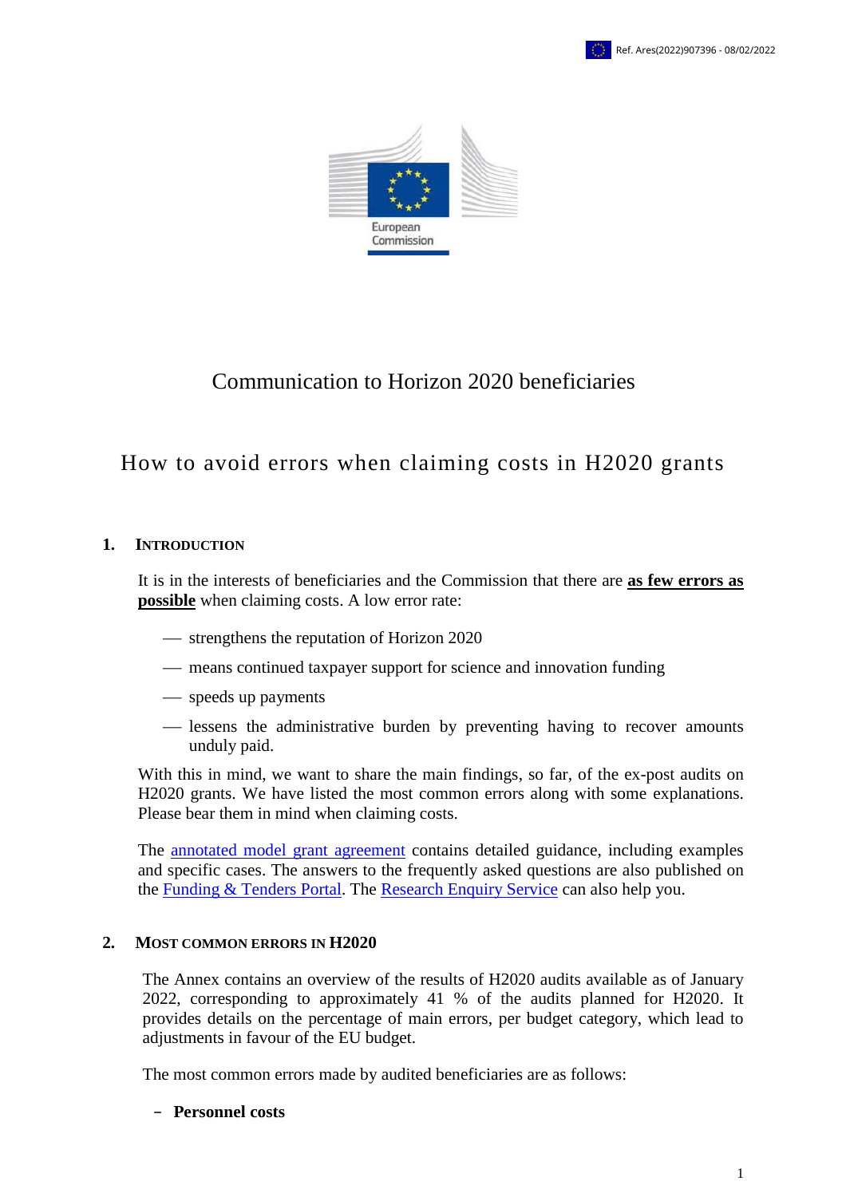Ref. Ares(2022)907396 - 08/02/2022

# Communication to Horizon 2020 beneficiaries

## How to avoid errors when claiming costs in H2020 grants

### 1. Introduction

It is in the interests of beneficiaries and the Commission that there are **as few errors as possible** when claiming costs. A low error rate:

- strengthens the reputation of Horizon 2020
- means continued taxpayer support for science and innovation funding
- speeds up payments
- lessens the administrative burden by preventing having to recover amounts unduly paid.

With this in mind, we want to share the main findings, so far, of the ex-post audits on H2020 grants. We have listed the most common errors along with some explanations. Please bear them in mind when claiming costs.

The annotated model grant agreement contains detailed guidance, including examples and specific cases. The answers to the frequently asked questions are also published on the Funding & Tenders Portal. The Research Enquiry Service can also help you.

### 2. Most common errors in H2020

The Annex contains an overview of the results of H2020 audits available as of January 2022, corresponding to approximately 41 % of the audits planned for H2020. It provides details on the percentage of main errors, per budget category, which lead to adjustments in favour of the EU budget.

The most common errors made by audited beneficiaries are as follows:

- **Personnel costs**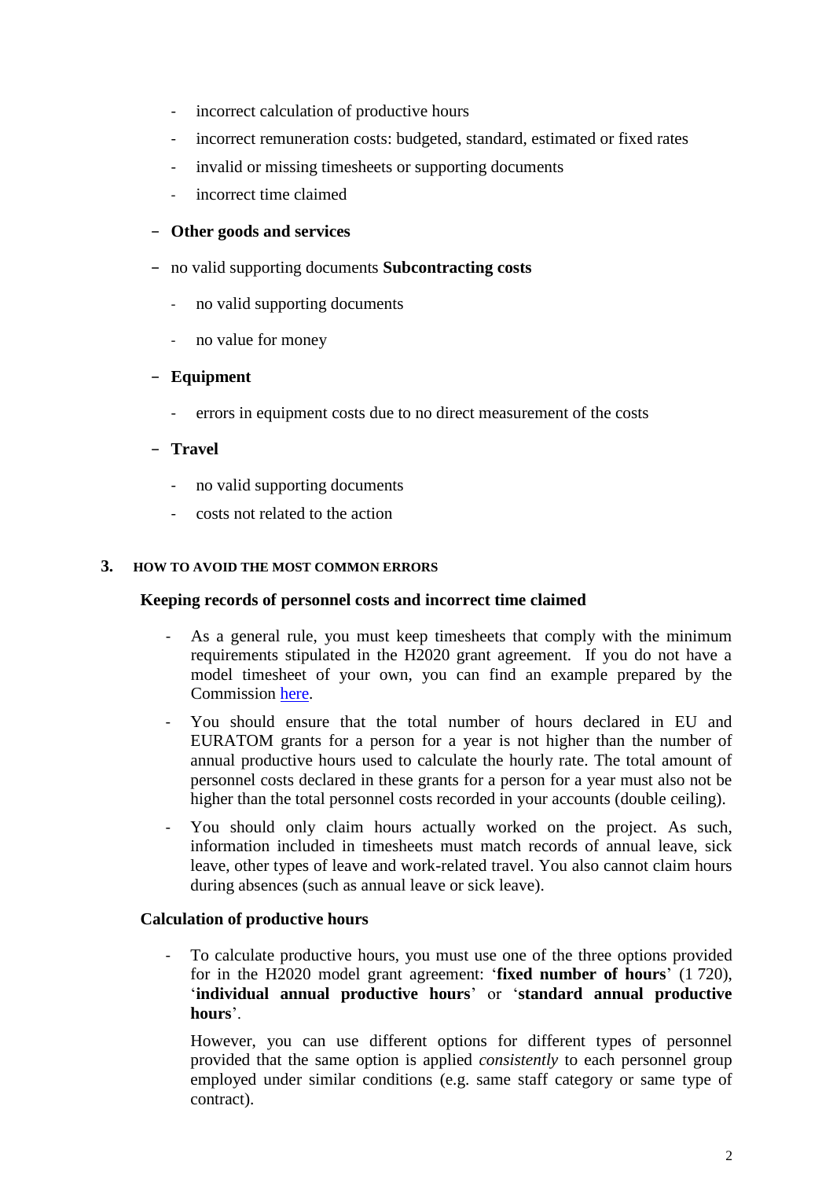- incorrect calculation of productive hours
  - incorrect remuneration costs: budgeted, standard, estimated or fixed rates
  - invalid or missing timesheets or supporting documents
  - incorrect time claimed

- **Other goods and services**

- no valid supporting documents **Subcontracting costs**
  - no valid supporting documents
  - no value for money

- **Equipment**
  - errors in equipment costs due to no direct measurement of the costs

- **Travel**
  - no valid supporting documents
  - costs not related to the action

## 3. HOW TO AVOID THE MOST COMMON ERRORS

### Keeping records of personnel costs and incorrect time claimed

- As a general rule, you must keep timesheets that comply with the minimum requirements stipulated in the H2020 grant agreement. If you do not have a model timesheet of your own, you can find an example prepared by the Commission here.
- You should ensure that the total number of hours declared in EU and EURATOM grants for a person for a year is not higher than the number of annual productive hours used to calculate the hourly rate. The total amount of personnel costs declared in these grants for a person for a year must also not be higher than the total personnel costs recorded in your accounts (double ceiling).
- You should only claim hours actually worked on the project. As such, information included in timesheets must match records of annual leave, sick leave, other types of leave and work-related travel. You also cannot claim hours during absences (such as annual leave or sick leave).

### Calculation of productive hours

- To calculate productive hours, you must use one of the three options provided for in the H2020 model grant agreement: '**fixed number of hours**' (1 720), '**individual annual productive hours**' or '**standard annual productive hours**'.

  However, you can use different options for different types of personnel provided that the same option is applied *consistently* to each personnel group employed under similar conditions (e.g. same staff category or same type of contract).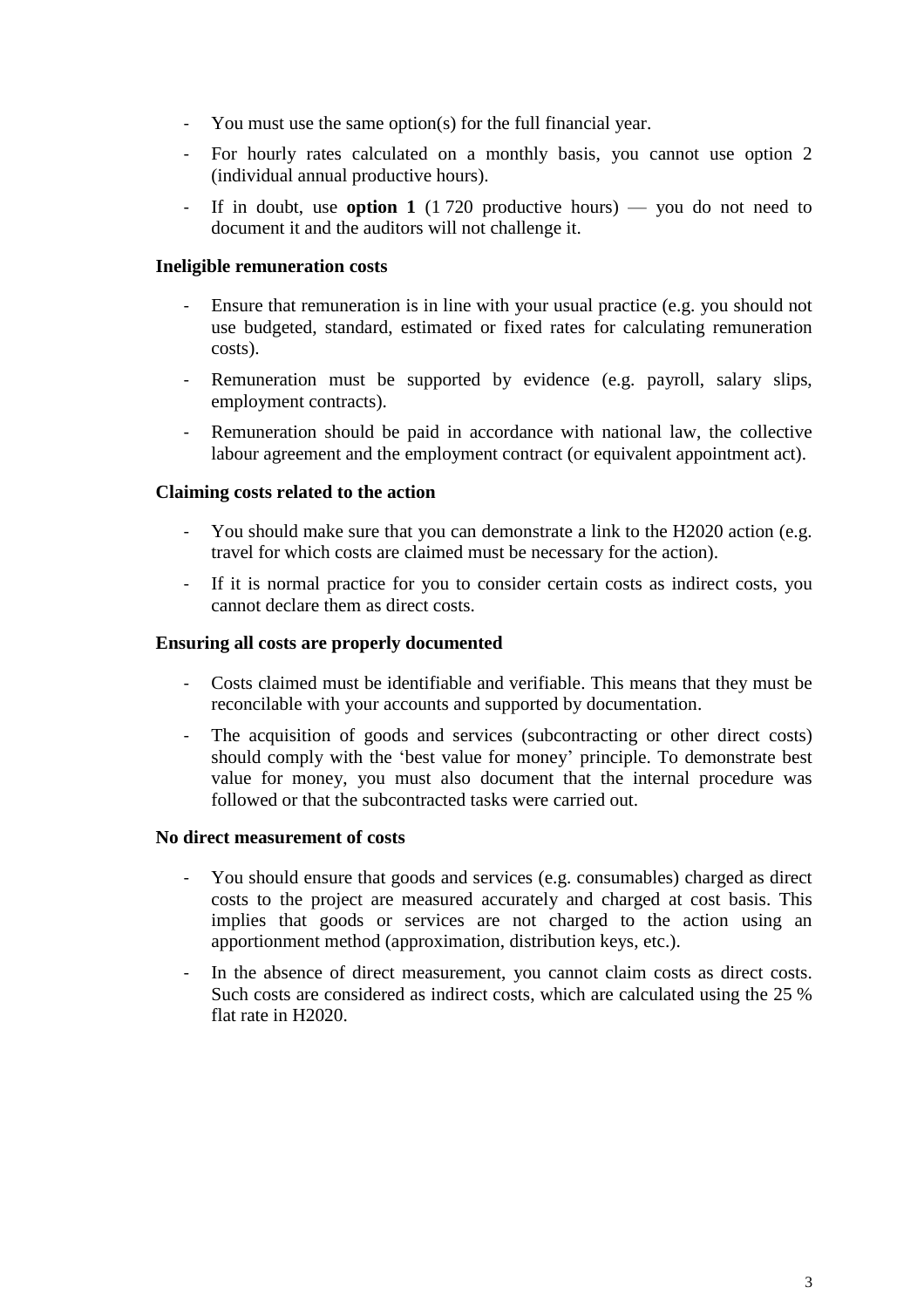- You must use the same option(s) for the full financial year.
- For hourly rates calculated on a monthly basis, you cannot use option 2 (individual annual productive hours).
- If in doubt, use **option 1** (1 720 productive hours) — you do not need to document it and the auditors will not challenge it.

**Ineligible remuneration costs**

- Ensure that remuneration is in line with your usual practice (e.g. you should not use budgeted, standard, estimated or fixed rates for calculating remuneration costs).
- Remuneration must be supported by evidence (e.g. payroll, salary slips, employment contracts).
- Remuneration should be paid in accordance with national law, the collective labour agreement and the employment contract (or equivalent appointment act).

**Claiming costs related to the action**

- You should make sure that you can demonstrate a link to the H2020 action (e.g. travel for which costs are claimed must be necessary for the action).
- If it is normal practice for you to consider certain costs as indirect costs, you cannot declare them as direct costs.

**Ensuring all costs are properly documented**

- Costs claimed must be identifiable and verifiable. This means that they must be reconcilable with your accounts and supported by documentation.
- The acquisition of goods and services (subcontracting or other direct costs) should comply with the 'best value for money' principle. To demonstrate best value for money, you must also document that the internal procedure was followed or that the subcontracted tasks were carried out.

**No direct measurement of costs**

- You should ensure that goods and services (e.g. consumables) charged as direct costs to the project are measured accurately and charged at cost basis. This implies that goods or services are not charged to the action using an apportionment method (approximation, distribution keys, etc.).
- In the absence of direct measurement, you cannot claim costs as direct costs. Such costs are considered as indirect costs, which are calculated using the 25 % flat rate in H2020.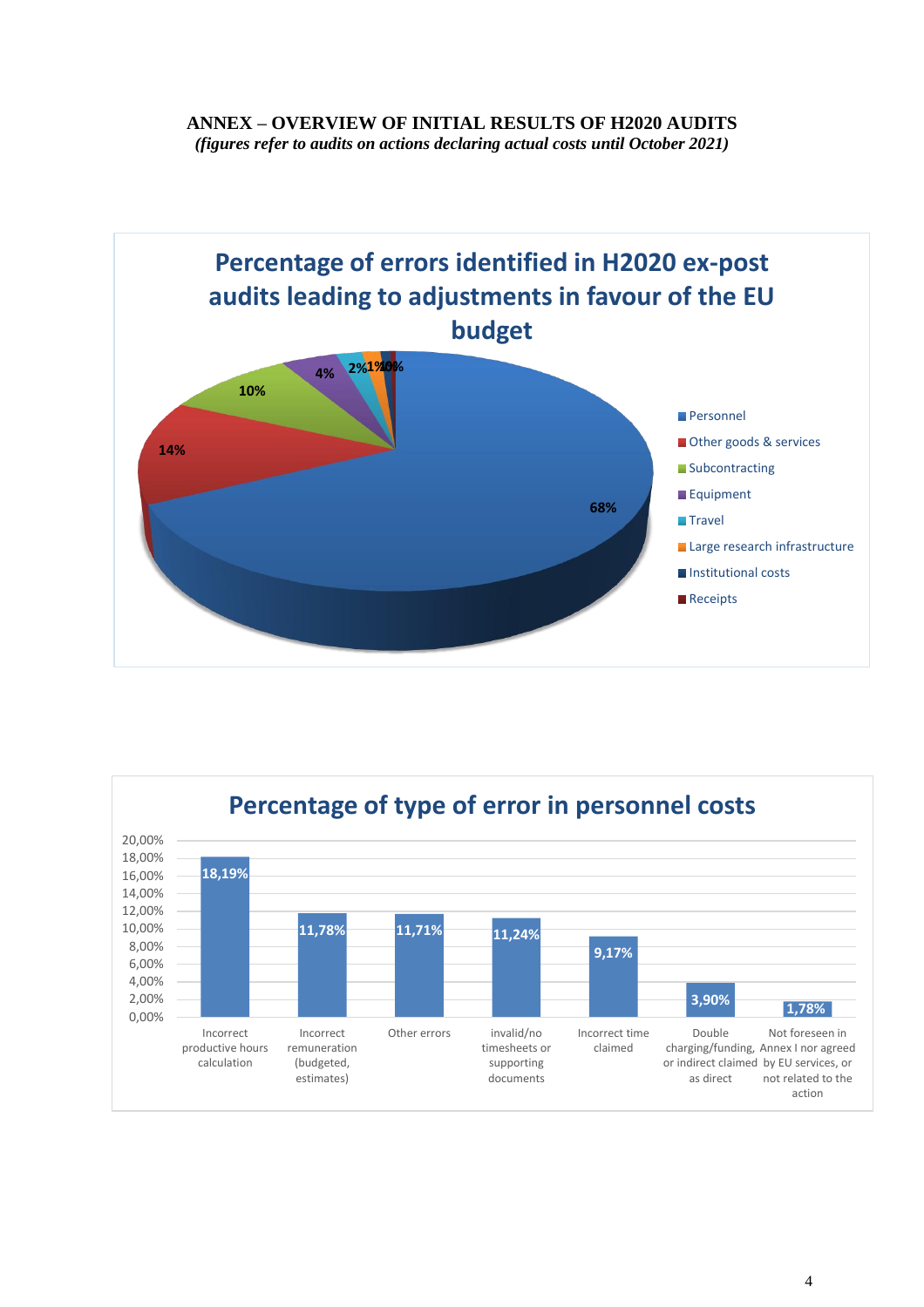**ANNEX – OVERVIEW OF INITIAL RESULTS OF H2020 AUDITS**

***(figures refer to audits on actions declaring actual costs until October 2021)***

## Percentage of errors identified in H2020 ex-post audits leading to adjustments in favour of the EU budget

| Category | Percentage |
|---|---|
| Personnel | 68% |
| Other goods & services | 14% |
| Subcontracting | 10% |
| Equipment | 4% |
| Travel | 2% |
| Large research infrastructure | 1% |
| Institutional costs | 1% |
| Receipts | 0% |

## Percentage of type of error in personnel costs

| Type of error | Percentage |
|---|---|
| Incorrect productive hours calculation | 18,19% |
| Incorrect remuneration (budgeted, estimates) | 11,78% |
| Other errors | 11,71% |
| invalid/no timesheets or supporting documents | 11,24% |
| Incorrect time claimed | 9,17% |
| Double charging/funding, or indirect claimed as direct | 3,90% |
| Not foreseen in Annex I nor agreed by EU services, or not related to the action | 1,78% |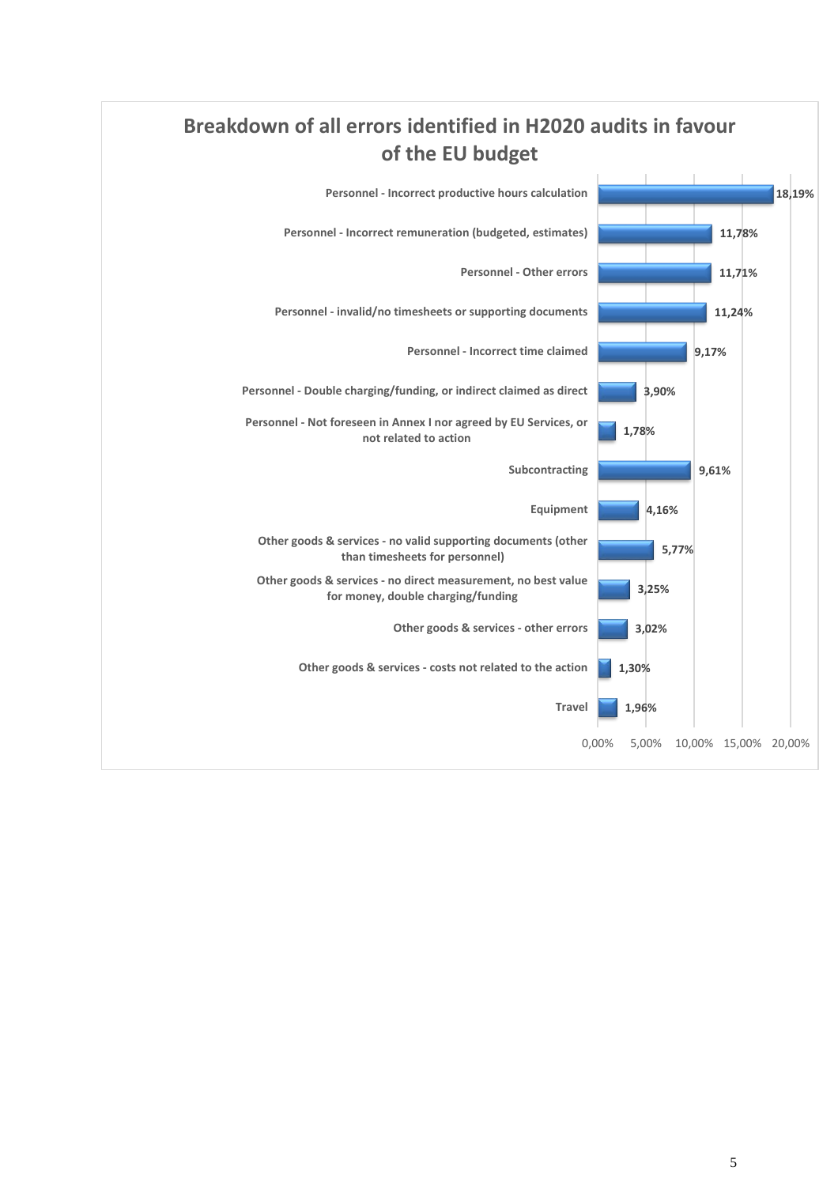## Breakdown of all errors identified in H2020 audits in favour of the EU budget

| Category | Share |
|---|---|
| Personnel - Incorrect productive hours calculation | 18,19% |
| Personnel - Incorrect remuneration (budgeted, estimates) | 11,78% |
| Personnel - Other errors | 11,71% |
| Personnel - invalid/no timesheets or supporting documents | 11,24% |
| Personnel - Incorrect time claimed | 9,17% |
| Personnel - Double charging/funding, or indirect claimed as direct | 3,90% |
| Personnel - Not foreseen in Annex I nor agreed by EU Services, or not related to action | 1,78% |
| Subcontracting | 9,61% |
| Equipment | 4,16% |
| Other goods & services - no valid supporting documents (other than timesheets for personnel) | 5,77% |
| Other goods & services - no direct measurement, no best value for money, double charging/funding | 3,25% |
| Other goods & services - other errors | 3,02% |
| Other goods & services - costs not related to the action | 1,30% |
| Travel | 1,96% |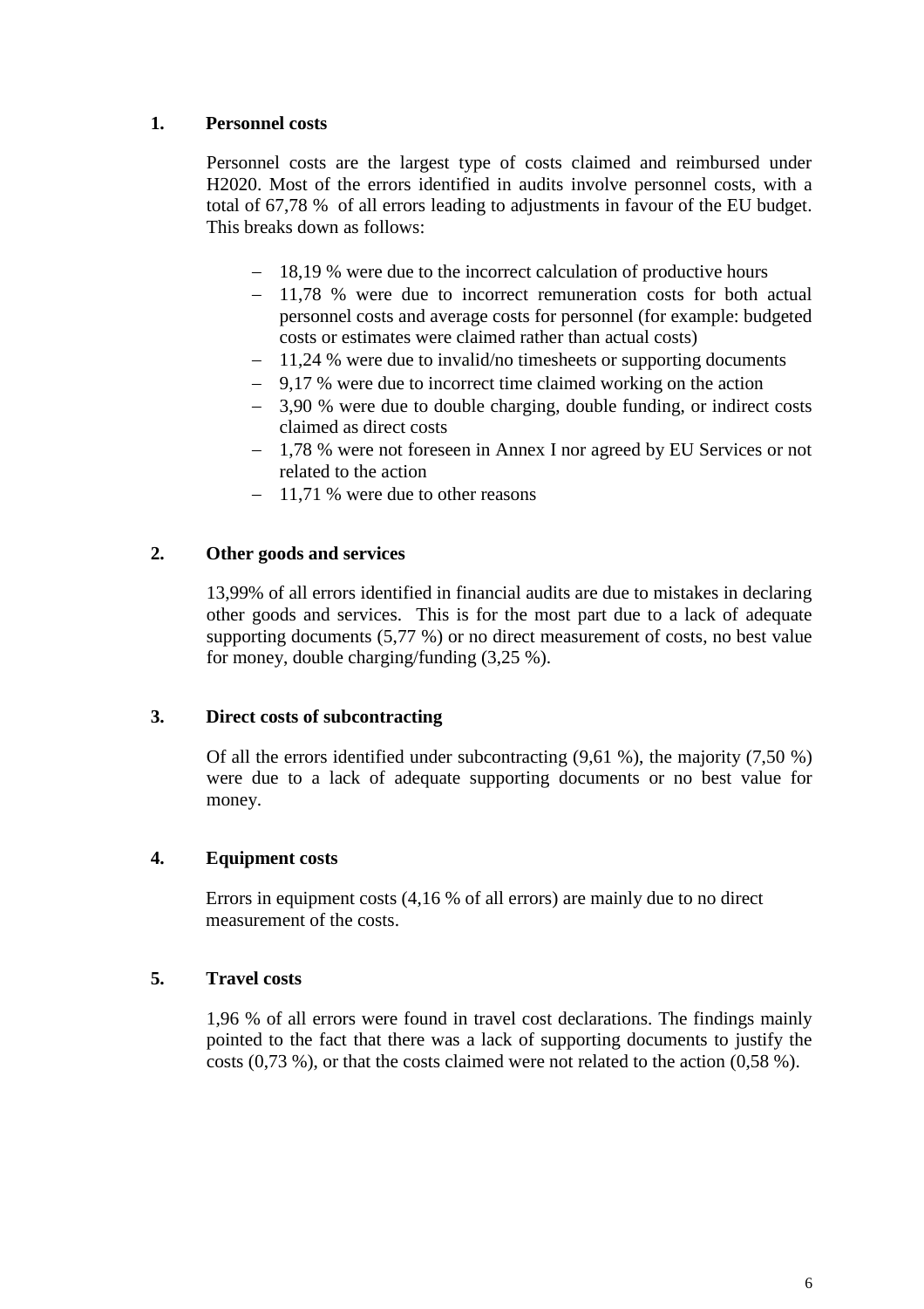## 1. Personnel costs

Personnel costs are the largest type of costs claimed and reimbursed under H2020. Most of the errors identified in audits involve personnel costs, with a total of 67,78 % of all errors leading to adjustments in favour of the EU budget. This breaks down as follows:

- 18,19 % were due to the incorrect calculation of productive hours
- 11,78 % were due to incorrect remuneration costs for both actual personnel costs and average costs for personnel (for example: budgeted costs or estimates were claimed rather than actual costs)
- 11,24 % were due to invalid/no timesheets or supporting documents
- 9,17 % were due to incorrect time claimed working on the action
- 3,90 % were due to double charging, double funding, or indirect costs claimed as direct costs
- 1,78 % were not foreseen in Annex I nor agreed by EU Services or not related to the action
- 11,71 % were due to other reasons

## 2. Other goods and services

13,99% of all errors identified in financial audits are due to mistakes in declaring other goods and services. This is for the most part due to a lack of adequate supporting documents (5,77 %) or no direct measurement of costs, no best value for money, double charging/funding (3,25 %).

## 3. Direct costs of subcontracting

Of all the errors identified under subcontracting (9,61 %), the majority (7,50 %) were due to a lack of adequate supporting documents or no best value for money.

## 4. Equipment costs

Errors in equipment costs (4,16 % of all errors) are mainly due to no direct measurement of the costs.

## 5. Travel costs

1,96 % of all errors were found in travel cost declarations. The findings mainly pointed to the fact that there was a lack of supporting documents to justify the costs (0,73 %), or that the costs claimed were not related to the action (0,58 %).